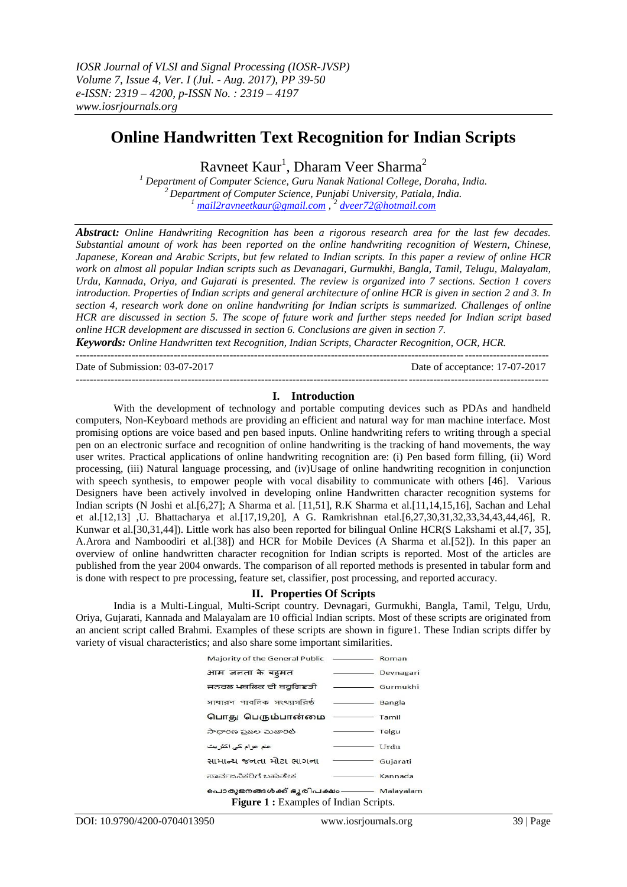# Online Handwritten Text Recognition for Indian Scripts

Ravneet Kaur[1], Dharam Veer Sharma[2]

[1] Department of Computer Science, Guru Nanak National College, Doraha, India.
[2] Department of Computer Science, Punjabi University, Patiala, India.
[1] mail2ravneetkaur@gmail.com , [2] dveer72@hotmail.com

***Abstract:*** *Online Handwriting Recognition has been a rigorous research area for the last few decades. Substantial amount of work has been reported on the online handwriting recognition of Western, Chinese, Japanese, Korean and Arabic Scripts, but few related to Indian scripts. In this paper a review of online HCR work on almost all popular Indian scripts such as Devanagari, Gurmukhi, Bangla, Tamil, Telugu, Malayalam, Urdu, Kannada, Oriya, and Gujarati is presented. The review is organized into 7 sections. Section 1 covers introduction. Properties of Indian scripts and general architecture of online HCR is given in section 2 and 3. In section 4, research work done on online handwriting for Indian scripts is summarized. Challenges of online HCR are discussed in section 5. The scope of future work and further steps needed for Indian script based online HCR development are discussed in section 6. Conclusions are given in section 7.*

***Keywords:*** *Online Handwritten text Recognition, Indian Scripts, Character Recognition, OCR, HCR.*

Date of Submission: 03-07-2017 Date of acceptance: 17-07-2017

## I. Introduction

With the development of technology and portable computing devices such as PDAs and handheld computers, Non-Keyboard methods are providing an efficient and natural way for man machine interface. Most promising options are voice based and pen based inputs. Online handwriting refers to writing through a special pen on an electronic surface and recognition of online handwriting is the tracking of hand movements, the way user writes. Practical applications of online handwriting recognition are: (i) Pen based form filling, (ii) Word processing, (iii) Natural language processing, and (iv)Usage of online handwriting recognition in conjunction with speech synthesis, to empower people with vocal disability to communicate with others [46]. Various Designers have been actively involved in developing online Handwritten character recognition systems for Indian scripts (N Joshi et al.[6,27]; A Sharma et al. [11,51], R.K Sharma et al.[11,14,15,16], Sachan and Lehal et al.[12,13] ,U. Bhattacharya et al.[17,19,20], A G. Ramkrishnan etal.[6,27,30,31,32,33,34,43,44,46], R. Kunwar et al.[30,31,44]). Little work has also been reported for bilingual Online HCR(S Lakshami et al.[7, 35], A.Arora and Namboodiri et al.[38]) and HCR for Mobile Devices (A Sharma et al.[52]). In this paper an overview of online handwritten character recognition for Indian scripts is reported. Most of the articles are published from the year 2004 onwards. The comparison of all reported methods is presented in tabular form and is done with respect to pre processing, feature set, classifier, post processing, and reported accuracy.

## II. Properties Of Scripts

India is a Multi-Lingual, Multi-Script country. Devnagari, Gurmukhi, Bangla, Tamil, Telgu, Urdu, Oriya, Gujarati, Kannada and Malayalam are 10 official Indian scripts. Most of these scripts are originated from an ancient script called Brahmi. Examples of these scripts are shown in figure1. These Indian scripts differ by variety of visual characteristics; and also share some important similarities.

| | |
|---|---|
| Majority of the General Public | Roman |
| आम जनता के बहुमत | Devnagari |
| ਜਨਰਲ ਪਬਲਿਕ ਦੀ ਬਹੁਗਿਣਤੀ | Gurmukhi |
| সাধারণ পাবলিক সংখ্যাগরিষ্ঠ | Bangla |
| பொது பெரும்பான்மை | Tamil |
| సాధారణ ప్రజల మెజారిటీ | Telgu |
| عام عوام کی اکثریت | Urdu |
| સામાન્ય જનતા મોટા ભાગના | Gujarati |
| ಸಾರ್ವಜನಿಕರಿಗೆ ಬಹುತೇಕ | Kannada |
| പൊതുജനങ്ങൾക്ക് ഭൂരിപക്ഷം | Malayalam |

**Figure 1 :** Examples of Indian Scripts.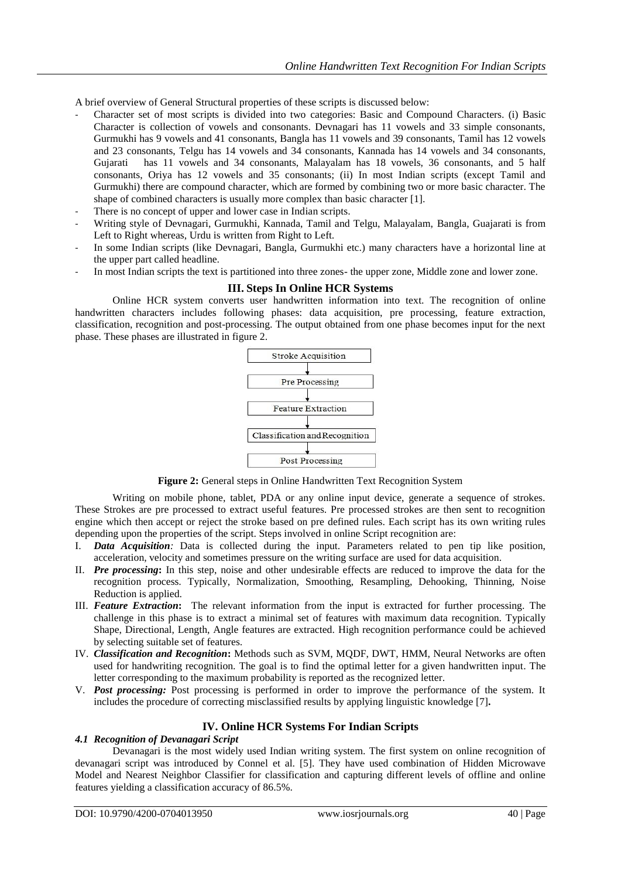A brief overview of General Structural properties of these scripts is discussed below:

- Character set of most scripts is divided into two categories: Basic and Compound Characters. (i) Basic Character is collection of vowels and consonants. Devnagari has 11 vowels and 33 simple consonants, Gurmukhi has 9 vowels and 41 consonants, Bangla has 11 vowels and 39 consonants, Tamil has 12 vowels and 23 consonants, Telgu has 14 vowels and 34 consonants, Kannada has 14 vowels and 34 consonants, Gujarati has 11 vowels and 34 consonants, Malayalam has 18 vowels, 36 consonants, and 5 half consonants, Oriya has 12 vowels and 35 consonants; (ii) In most Indian scripts (except Tamil and Gurmukhi) there are compound character, which are formed by combining two or more basic character. The shape of combined characters is usually more complex than basic character [1].
- There is no concept of upper and lower case in Indian scripts.
- Writing style of Devnagari, Gurmukhi, Kannada, Tamil and Telgu, Malayalam, Bangla, Guajarati is from Left to Right whereas, Urdu is written from Right to Left.
- In some Indian scripts (like Devnagari, Bangla, Gurmukhi etc.) many characters have a horizontal line at the upper part called headline.
- In most Indian scripts the text is partitioned into three zones- the upper zone, Middle zone and lower zone.

## III. Steps In Online HCR Systems

Online HCR system converts user handwritten information into text. The recognition of online handwritten characters includes following phases: data acquisition, pre processing, feature extraction, classification, recognition and post-processing. The output obtained from one phase becomes input for the next phase. These phases are illustrated in figure 2.

Stroke Acquisition → Pre Processing → Feature Extraction → Classification and Recognition → Post Processing

**Figure 2:** General steps in Online Handwritten Text Recognition System

Writing on mobile phone, tablet, PDA or any online input device, generate a sequence of strokes. These Strokes are pre processed to extract useful features. Pre processed strokes are then sent to recognition engine which then accept or reject the stroke based on pre defined rules. Each script has its own writing rules depending upon the properties of the script. Steps involved in online Script recognition are:

I. ***Data Acquisition**:* Data is collected during the input. Parameters related to pen tip like position, acceleration, velocity and sometimes pressure on the writing surface are used for data acquisition.

II. ***Pre processing*:** In this step, noise and other undesirable effects are reduced to improve the data for the recognition process. Typically, Normalization, Smoothing, Resampling, Dehooking, Thinning, Noise Reduction is applied.

III. ***Feature Extraction*:** The relevant information from the input is extracted for further processing. The challenge in this phase is to extract a minimal set of features with maximum data recognition. Typically Shape, Directional, Length, Angle features are extracted. High recognition performance could be achieved by selecting suitable set of features.

IV. ***Classification and Recognition*:** Methods such as SVM, MQDF, DWT, HMM, Neural Networks are often used for handwriting recognition. The goal is to find the optimal letter for a given handwritten input. The letter corresponding to the maximum probability is reported as the recognized letter.

V. ***Post processing:*** Post processing is performed in order to improve the performance of the system. It includes the procedure of correcting misclassified results by applying linguistic knowledge [7]**.**

## IV. Online HCR Systems For Indian Scripts

### *4.1 Recognition of Devanagari Script*

Devanagari is the most widely used Indian writing system. The first system on online recognition of devanagari script was introduced by Connel et al. [5]. They have used combination of Hidden Microwave Model and Nearest Neighbor Classifier for classification and capturing different levels of offline and online features yielding a classification accuracy of 86.5%.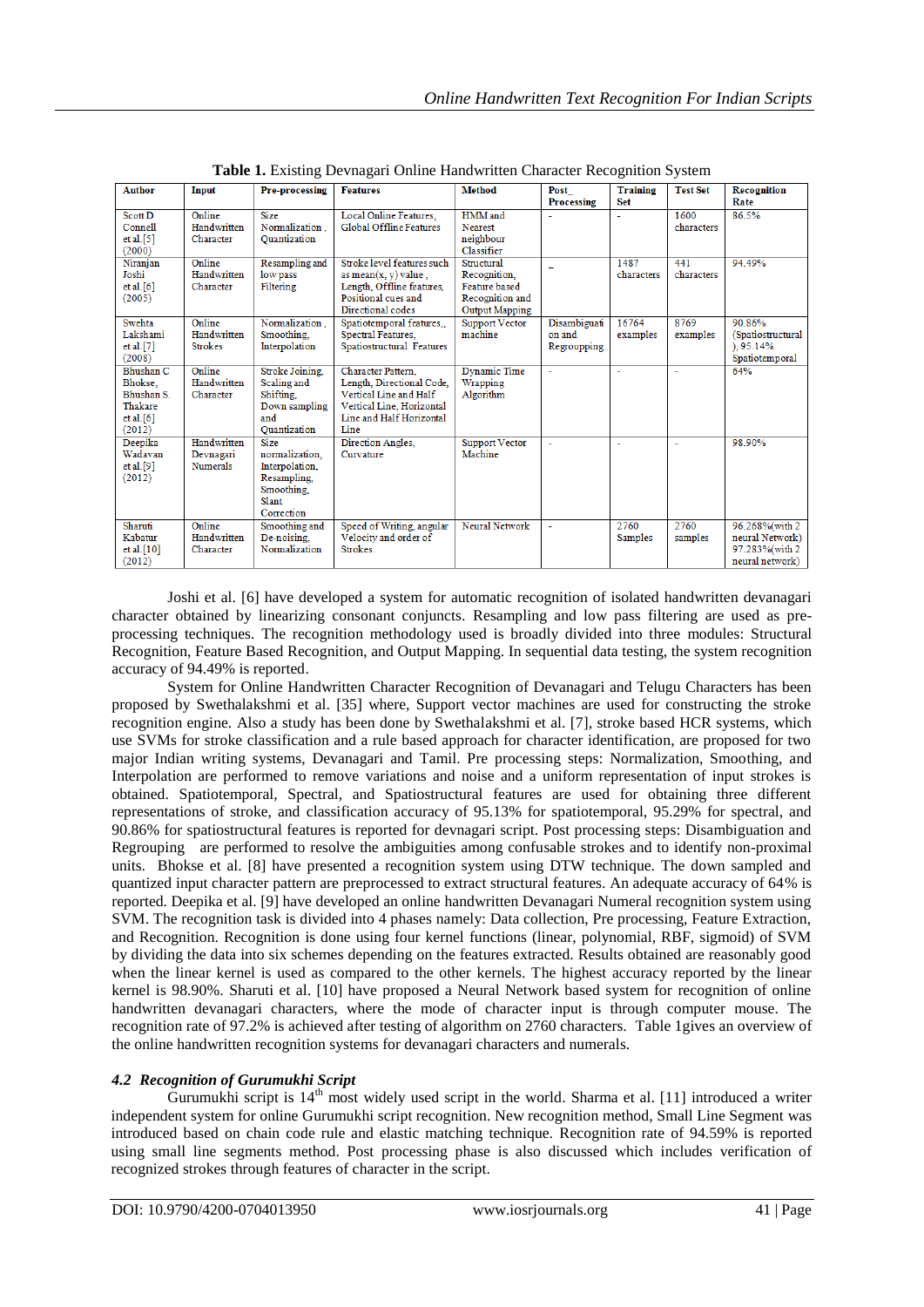**Table 1.** Existing Devnagari Online Handwritten Character Recognition System

| Author | Input | Pre-processing | Features | Method | Post_ Processing | Training Set | Test Set | Recognition Rate |
|---|---|---|---|---|---|---|---|---|
| Scott D Connell et al.[5] (2000) | Online Handwritten Character | Size Normalization , Quantization | Local Online Features, Global Offline Features | HMM and Nearest neighbour Classifier | - | - | 1600 characters | 86.5% |
| Niranjan Joshi et al.[6] (2005) | Online Handwritten Character | Resampling and low pass Filtering | Stroke level features such as mean(x, y) value , Length, Offline features, Positional cues and Directional codes | Structural Recognition, Feature based Recognition and Output Mapping | _ | 1487 characters | 441 characters | 94.49% |
| Swehta Lakshami et al.[7] (2008) | Online Handwritten Strokes | Normalization , Smoothing, Interpolation | Spatiotemporal features., Spectral Features, Spatiostructural Features | Support Vector machine | Disambiguati on and Regroupping | 16764 examples | 8769 examples | 90.86% (Spatiostructural ), 95.14% Spatiotemporal |
| Bhushan C Bhokse, Bhushan S. Thakare et al.[6] (2012) | Online Handwritten Character | Stroke Joining, Scaling and Shifting, Down sampling and Quantization | Character Pattern, Length, Directional Code, Vertical Line and Half Vertical Line, Horizontal Line and Half Horizontal Line | Dynamic Time Wrapping Algorithm | - | - | - | 64% |
| Deepika Wadavan et al.[9] (2012) | Handwritten Devnagari Numerals | Size normalization, Interpolation, Resampling, Smoothing, Slant Correction | Direction Angles, Curvature | Support Vector Machine | - | - | - | 98.90% |
| Sharuti Kabatur et al.[10] (2012) | Online Handwritten Character | Smoothing and De-noising, Normalization | Speed of Writing, angular Velocity and order of Strokes. | Neural Network | - | 2760 Samples | 2760 samples | 96.268%(with 2 neural Network) 97.283%(with 2 neural network) |

Joshi et al. [6] have developed a system for automatic recognition of isolated handwritten devanagari character obtained by linearizing consonant conjuncts. Resampling and low pass filtering are used as pre-processing techniques. The recognition methodology used is broadly divided into three modules: Structural Recognition, Feature Based Recognition, and Output Mapping. In sequential data testing, the system recognition accuracy of 94.49% is reported.

System for Online Handwritten Character Recognition of Devanagari and Telugu Characters has been proposed by Swethalakshmi et al. [35] where, Support vector machines are used for constructing the stroke recognition engine. Also a study has been done by Swethalakshmi et al. [7], stroke based HCR systems, which use SVMs for stroke classification and a rule based approach for character identification, are proposed for two major Indian writing systems, Devanagari and Tamil. Pre processing steps: Normalization, Smoothing, and Interpolation are performed to remove variations and noise and a uniform representation of input strokes is obtained. Spatiotemporal, Spectral, and Spatiostructural features are used for obtaining three different representations of stroke, and classification accuracy of 95.13% for spatiotemporal, 95.29% for spectral, and 90.86% for spatiostructural features is reported for devnagari script. Post processing steps: Disambiguation and Regrouping are performed to resolve the ambiguities among confusable strokes and to identify non-proximal units. Bhokse et al. [8] have presented a recognition system using DTW technique. The down sampled and quantized input character pattern are preprocessed to extract structural features. An adequate accuracy of 64% is reported. Deepika et al. [9] have developed an online handwritten Devanagari Numeral recognition system using SVM. The recognition task is divided into 4 phases namely: Data collection, Pre processing, Feature Extraction, and Recognition. Recognition is done using four kernel functions (linear, polynomial, RBF, sigmoid) of SVM by dividing the data into six schemes depending on the features extracted. Results obtained are reasonably good when the linear kernel is used as compared to the other kernels. The highest accuracy reported by the linear kernel is 98.90%. Sharuti et al. [10] have proposed a Neural Network based system for recognition of online handwritten devanagari characters, where the mode of character input is through computer mouse. The recognition rate of 97.2% is achieved after testing of algorithm on 2760 characters. Table 1gives an overview of the online handwritten recognition systems for devanagari characters and numerals.

### *4.2 Recognition of Gurumukhi Script*

Gurumukhi script is 14th most widely used script in the world. Sharma et al. [11] introduced a writer independent system for online Gurumukhi script recognition. New recognition method, Small Line Segment was introduced based on chain code rule and elastic matching technique. Recognition rate of 94.59% is reported using small line segments method. Post processing phase is also discussed which includes verification of recognized strokes through features of character in the script.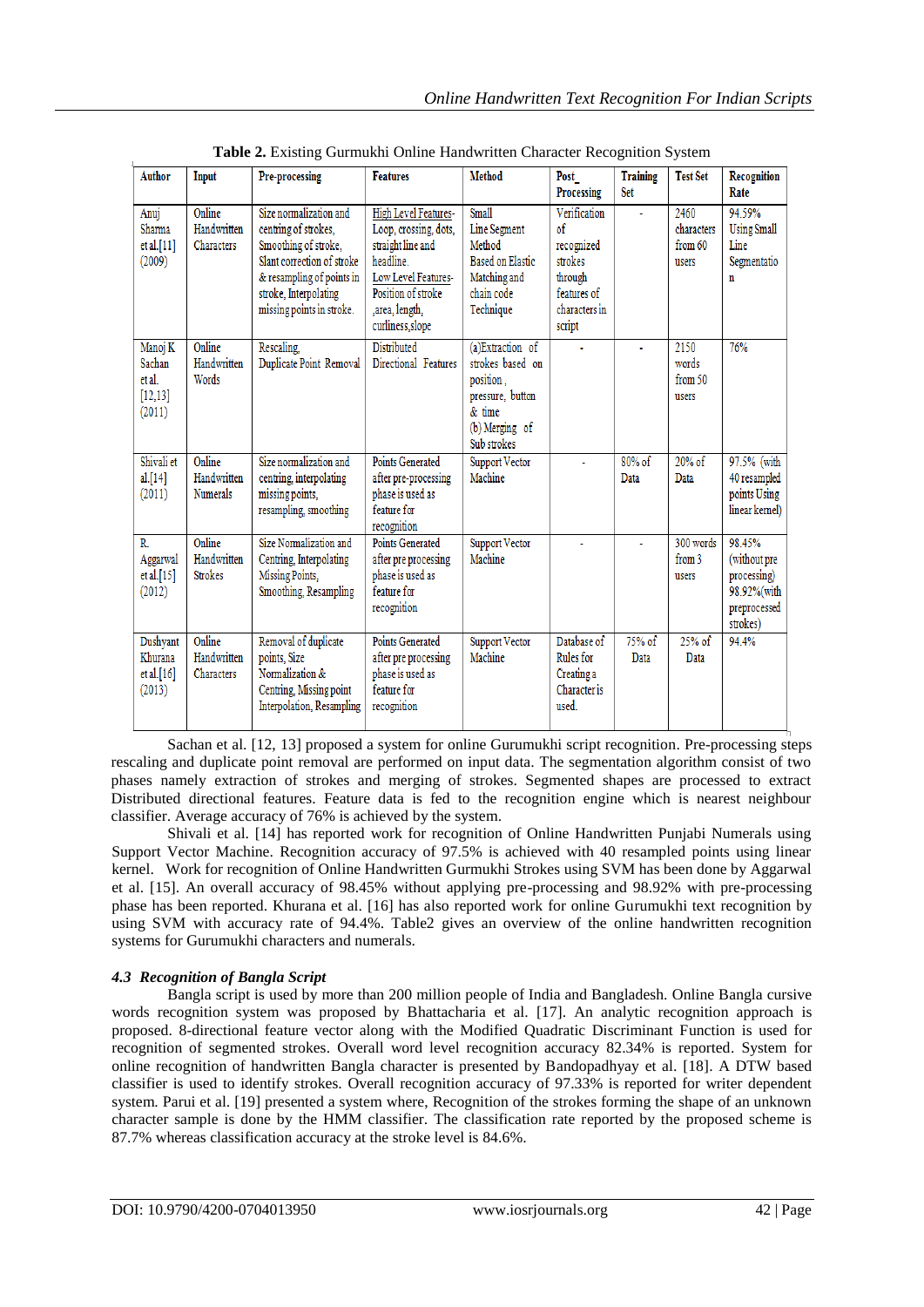**Table 2.** Existing Gurmukhi Online Handwritten Character Recognition System

| Author | Input | Pre-processing | Features | Method | Post_ Processing | Training Set | Test Set | Recognition Rate |
|---|---|---|---|---|---|---|---|---|
| Anuj Sharma et al.[11] (2009) | Online Handwritten Characters | Size normalization and centring of strokes, Smoothing of stroke, Slant correction of stroke & resampling of points in stroke, Interpolating missing points in stroke. | High Level Features- Loop, crossing, dots, straight line and headline. Low Level Features- Position of stroke ,area, length, curliness,slope | Small Line Segment Method Based on Elastic Matching and chain code Technique | Verification of recognized strokes through features of characters in script | - | 2460 characters from 60 users | 94.59% Using Small Line Segmentation |
| Manoj K Sachan et al. [12,13] (2011) | Online Handwritten Words | Rescaling, Duplicate Point Removal | Distributed Directional Features | (a)Extraction of strokes based on position , pressure, button & time (b) Merging of Sub strokes | - | - | 2150 words from 50 users | 76% |
| Shivali et al.[14] (2011) | Online Handwritten Numerals | Size normalization and centring, interpolating missing points, resampling, smoothing | Points Generated after pre-processing phase is used as feature for recognition | Support Vector Machine | - | 80% of Data | 20% of Data | 97.5% (with 40 resampled points Using linear kernel) |
| R. Aggarwal et al.[15] (2012) | Online Handwritten Strokes | Size Normalization and Centring, Interpolating Missing Points, Smoothing, Resampling | Points Generated after pre processing phase is used as feature for recognition | Support Vector Machine | - | - | 300 words from 3 users | 98.45% (without pre processing) 98.92%(with preprocessed strokes) |
| Dushyant Khurana et al.[16] (2013) | Online Handwritten Characters | Removal of duplicate points, Size Normalization & Centring, Missing point Interpolation, Resampling | Points Generated after pre processing phase is used as feature for recognition | Support Vector Machine | Database of Rules for Creating a Character is used. | 75% of Data | 25% of Data | 94.4% |

Sachan et al. [12, 13] proposed a system for online Gurumukhi script recognition. Pre-processing steps rescaling and duplicate point removal are performed on input data. The segmentation algorithm consist of two phases namely extraction of strokes and merging of strokes. Segmented shapes are processed to extract Distributed directional features. Feature data is fed to the recognition engine which is nearest neighbour classifier. Average accuracy of 76% is achieved by the system.

Shivali et al. [14] has reported work for recognition of Online Handwritten Punjabi Numerals using Support Vector Machine. Recognition accuracy of 97.5% is achieved with 40 resampled points using linear kernel. Work for recognition of Online Handwritten Gurmukhi Strokes using SVM has been done by Aggarwal et al. [15]. An overall accuracy of 98.45% without applying pre-processing and 98.92% with pre-processing phase has been reported. Khurana et al. [16] has also reported work for online Gurumukhi text recognition by using SVM with accuracy rate of 94.4%. Table2 gives an overview of the online handwritten recognition systems for Gurumukhi characters and numerals.

### *4.3 Recognition of Bangla Script*

Bangla script is used by more than 200 million people of India and Bangladesh. Online Bangla cursive words recognition system was proposed by Bhattacharia et al. [17]. An analytic recognition approach is proposed. 8-directional feature vector along with the Modified Quadratic Discriminant Function is used for recognition of segmented strokes. Overall word level recognition accuracy 82.34% is reported. System for online recognition of handwritten Bangla character is presented by Bandopadhyay et al. [18]. A DTW based classifier is used to identify strokes. Overall recognition accuracy of 97.33% is reported for writer dependent system. Parui et al. [19] presented a system where, Recognition of the strokes forming the shape of an unknown character sample is done by the HMM classifier. The classification rate reported by the proposed scheme is 87.7% whereas classification accuracy at the stroke level is 84.6%.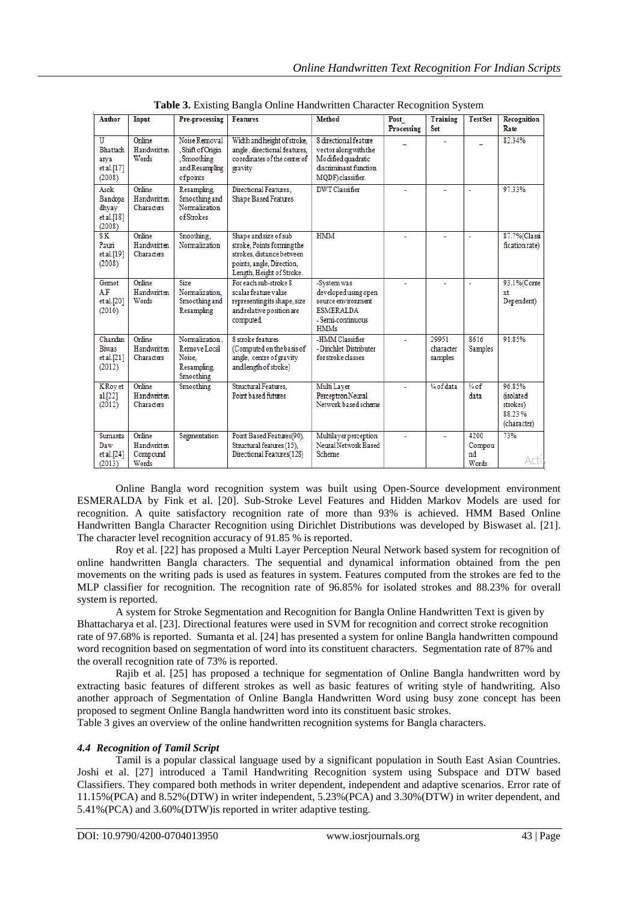**Table 3.** Existing Bangla Online Handwritten Character Recognition System

| Author | Input | Pre-processing | Features | Method | Post_ Processing | Training Set | TestSet | Recognition Rate |
|---|---|---|---|---|---|---|---|---|
| U Bhattacharya et al.[17] (2008) | Online Handwritten Words | Noise Removal, Shift of Origin, Smoothing and Resampling of points | Width and height of stroke, angle, directional features, coordinates of the center of gravity | 8 directional feature vector along with the Modified quadratic discriminant function MQDF) classifier. | _ | - | _ | 82.34% |
| Asok Bandopadhyay et al.[18] (2008) | Online Handwritten Characters | Resampling, Smoothing and Normalization of Strokes | Directional Features, Shape Based Features | DWT Classifier | - | - | - | 97.33% |
| S K Pauri et al.[19] (2008) | Online Handwritten Characters | Smoothing, Normalization | Shape and size of sub stroke, Points forming the strokes, distance between points, angle, Direction, Length, Height of Stroke. | HMM | - | - | - | 87.7%(Classification rate) |
| Gernot A.F et al.[20] (2010) | Online Handwritten Words | Size Normalization, Smoothing and Resampling | For each sub-stroke 8 scalar feature value representing its shape, size and relative position are computed. | -System was developed using open source environment ESMERALDA - Semi-continuous HMMs | - | - | - | 93.1%(Context Dependent) |
| Chandan Biwas et al.[21] (2012) | Online Handwritten Characters | Normalization, Remove Local Noise, Resampling, Smoothing | 8 stroke features (Computed on the basis of angle, centre of gravity and length of stroke) | -HMM Classifier -Dirichlet Distributer for stroke classes | - | 29951 character samples | 8616 Samples | 91.85% |
| K Roy et al.[22] (2012) | Online Handwritten Characters | Smoothing | Structural Features, Point based futures | Multi Layer Perceptron Neural Network based scheme | - | ¼ of data | ¾ of data | 96.85% (isolated strokes) 88.23% (character) |
| Sumanta Daw et al.[24] (2013) | Online Handwritten Compound Words | Segmentation | Point Based Features(90), Structural features (15), Directional Features(128) | Multilayer perception Neural Network Based Scheme | - | - | 4200 Compound Words | 73% |

Online Bangla word recognition system was built using Open-Source development environment ESMERALDA by Fink et al. [20]. Sub-Stroke Level Features and Hidden Markov Models are used for recognition. A quite satisfactory recognition rate of more than 93% is achieved. HMM Based Online Handwritten Bangla Character Recognition using Dirichlet Distributions was developed by Biswaset al. [21]. The character level recognition accuracy of 91.85 % is reported.

Roy et al. [22] has proposed a Multi Layer Perception Neural Network based system for recognition of online handwritten Bangla characters. The sequential and dynamical information obtained from the pen movements on the writing pads is used as features in system. Features computed from the strokes are fed to the MLP classifier for recognition. The recognition rate of 96.85% for isolated strokes and 88.23% for overall system is reported.

A system for Stroke Segmentation and Recognition for Bangla Online Handwritten Text is given by Bhattacharya et al. [23]. Directional features were used in SVM for recognition and correct stroke recognition rate of 97.68% is reported. Sumanta et al. [24] has presented a system for online Bangla handwritten compound word recognition based on segmentation of word into its constituent characters. Segmentation rate of 87% and the overall recognition rate of 73% is reported.

Rajib et al. [25] has proposed a technique for segmentation of Online Bangla handwritten word by extracting basic features of different strokes as well as basic features of writing style of handwriting. Also another approach of Segmentation of Online Bangla Handwritten Word using busy zone concept has been proposed to segment Online Bangla handwritten word into its constituent basic strokes.

Table 3 gives an overview of the online handwritten recognition systems for Bangla characters.

### *4.4 Recognition of Tamil Script*

Tamil is a popular classical language used by a significant population in South East Asian Countries. Joshi et al. [27] introduced a Tamil Handwriting Recognition system using Subspace and DTW based Classifiers. They compared both methods in writer dependent, independent and adaptive scenarios. Error rate of 11.15%(PCA) and 8.52%(DTW) in writer independent, 5.23%(PCA) and 3.30%(DTW) in writer dependent, and 5.41%(PCA) and 3.60%(DTW)is reported in writer adaptive testing.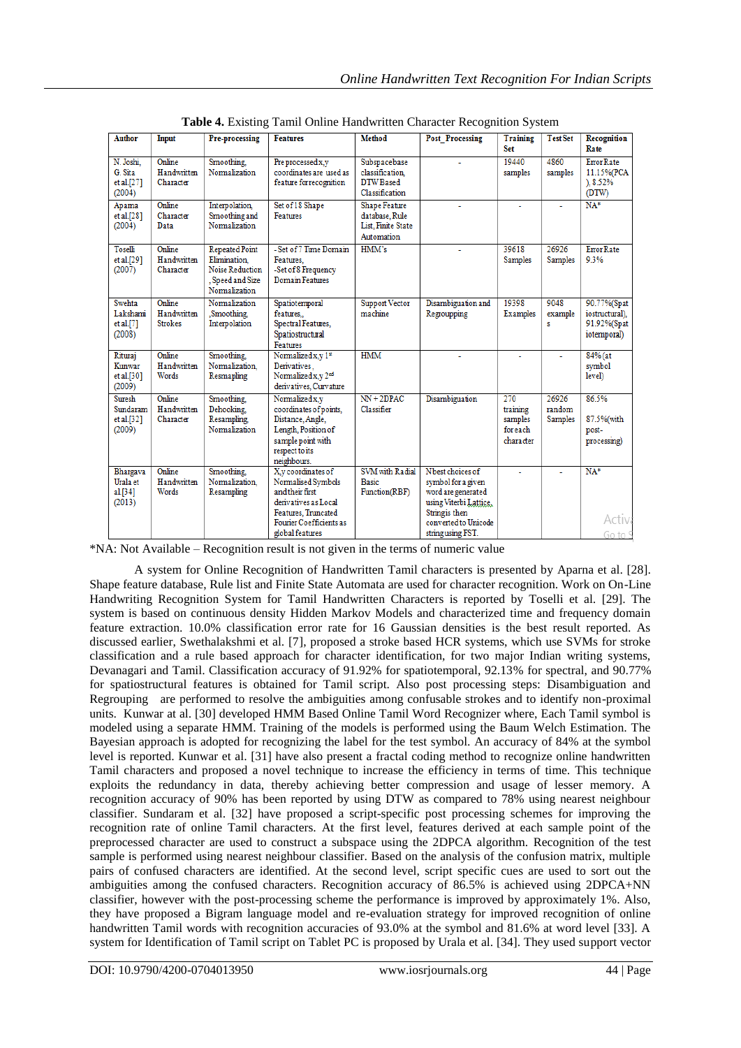**Table 4.** Existing Tamil Online Handwritten Character Recognition System

| Author | Input | Pre-processing | Features | Method | Post_Processing | Training Set | Test Set | Recognition Rate |
|---|---|---|---|---|---|---|---|---|
| N. Joshi, G. Sita et al.[27] (2004) | Online Handwritten Character | Smoothing, Normalization | Pre processed x,y coordinates are used as feature for recognition | Subspace based classification, DTW Based Classification | - | 19440 samples | 4860 samples | Error Rate 11.15%(PCA), 8.52% (DTW) |
| Aparna et al.[28] (2004) | Online Character Data | Interpolation, Smoothing and Normalization | Set of 18 Shape Features | Shape Feature database, Rule List, Finite State Automation | - | - | - | NA* |
| Toselli et al.[29] (2007) | Online Handwritten Character | Repeated Point Elimination, Noise Reduction, Speed and Size Normalization | -Set of 7 Time Domain Features, -Set of 8 Frequency Domain Features | HMM's | - | 39618 Samples | 26926 Samples | Error Rate 9.3% |
| Swehta Lakshami et al.[7] (2008) | Online Handwritten Strokes | Normalization ,Smoothing, Interpolation | Spatiotemporal features, Spectral Features, Spatiostructural Features | Support Vector machine | Disambiguation and Regrouping | 19398 Examples | 9048 examples | 90.77%(Spatiostructural), 91.92%(Spatiotemporal) |
| Rituraj Kunwar et al.[30] (2009) | Online Handwritten Words | Smoothing, Normalization, Resmapling | Normalized x,y 1st Derivatives, Normalized x,y 2nd derivatives, Curvature | HMM | - | - | - | 84% (at symbol level) |
| Suresh Sundaram et al.[32] (2009) | Online Handwritten Character | Smoothing, Dehooking, Resampling, Normalization | Normalized x,y coordinates of points, Distance, Angle, Length, Position of sample point with respect to its neighbours. | NN + 2DPAC Classifier | Disambiguation | 270 training samples for each character | 26926 random Samples | 86.5% 87.5%(with post-processing) |
| Bhargava Urala et al.[34] (2013) | Online Handwritten Words | Smoothing, Normalization, Resampling | X,y coordinates of Normalised Symbols and their first derivatives as Local Features, Truncated Fourier Coefficients as global features | SVM with Radial Basic Function(RBF) | Nbest choices of symbol for a given word are generated using Viterbi Lattice, Strings then converted to Unicode string using FST. | - | - | NA* |

*NA: Not Available – Recognition result is not given in the terms of numeric value

A system for Online Recognition of Handwritten Tamil characters is presented by Aparna et al. [28]. Shape feature database, Rule list and Finite State Automata are used for character recognition. Work on On-Line Handwriting Recognition System for Tamil Handwritten Characters is reported by Toselli et al. [29]. The system is based on continuous density Hidden Markov Models and characterized time and frequency domain feature extraction. 10.0% classification error rate for 16 Gaussian densities is the best result reported. As discussed earlier, Swethalakshmi et al. [7], proposed a stroke based HCR systems, which use SVMs for stroke classification and a rule based approach for character identification, for two major Indian writing systems, Devanagari and Tamil. Classification accuracy of 91.92% for spatiotemporal, 92.13% for spectral, and 90.77% for spatiostructural features is obtained for Tamil script. Also post processing steps: Disambiguation and Regrouping are performed to resolve the ambiguities among confusable strokes and to identify non-proximal units. Kunwar at al. [30] developed HMM Based Online Tamil Word Recognizer where, Each Tamil symbol is modeled using a separate HMM. Training of the models is performed using the Baum Welch Estimation. The Bayesian approach is adopted for recognizing the label for the test symbol. An accuracy of 84% at the symbol level is reported. Kunwar et al. [31] have also present a fractal coding method to recognize online handwritten Tamil characters and proposed a novel technique to increase the efficiency in terms of time. This technique exploits the redundancy in data, thereby achieving better compression and usage of lesser memory. A recognition accuracy of 90% has been reported by using DTW as compared to 78% using nearest neighbour classifier. Sundaram et al. [32] have proposed a script-specific post processing schemes for improving the recognition rate of online Tamil characters. At the first level, features derived at each sample point of the preprocessed character are used to construct a subspace using the 2DPCA algorithm. Recognition of the test sample is performed using nearest neighbour classifier. Based on the analysis of the confusion matrix, multiple pairs of confused characters are identified. At the second level, script specific cues are used to sort out the ambiguities among the confused characters. Recognition accuracy of 86.5% is achieved using 2DPCA+NN classifier, however with the post-processing scheme the performance is improved by approximately 1%. Also, they have proposed a Bigram language model and re-evaluation strategy for improved recognition of online handwritten Tamil words with recognition accuracies of 93.0% at the symbol and 81.6% at word level [33]. A system for Identification of Tamil script on Tablet PC is proposed by Urala et al. [34]. They used support vector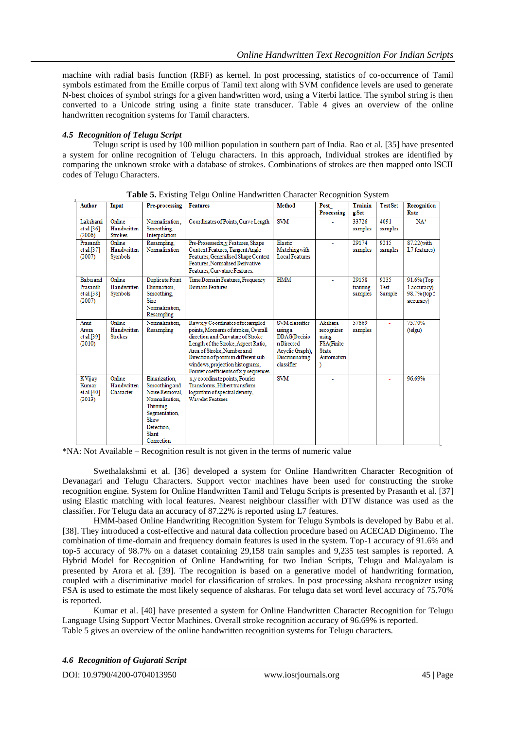machine with radial basis function (RBF) as kernel. In post processing, statistics of co-occurrence of Tamil symbols estimated from the Emille corpus of Tamil text along with SVM confidence levels are used to generate N-best choices of symbol strings for a given handwritten word, using a Viterbi lattice. The symbol string is then converted to a Unicode string using a finite state transducer. Table 4 gives an overview of the online handwritten recognition systems for Tamil characters.

### *4.5 Recognition of Telugu Script*

Telugu script is used by 100 million population in southern part of India. Rao et al. [35] have presented a system for online recognition of Telugu characters. In this approach, Individual strokes are identified by comparing the unknown stroke with a database of strokes. Combinations of strokes are then mapped onto ISCII codes of Telugu Characters.

**Table 5.** Existing Telgu Online Handwritten Character Recognition System

| Author | Input | Pre-processing | Features | Method | Post_ Processing | Training Set | Test Set | Recognition Rate |
|---|---|---|---|---|---|---|---|---|
| Lakshami et al [36] (2006) | Online Handwritten Strokes | Normalization, Smoothing, Interpolation | Coordinates of Points, Curve Length | SVM | - | 33726 samples | 4091 samples | NA* |
| Prasanth et al [37] (2007) | Online Handwritten Symbols | Resampling, Normalization | Pre-Prosessed x,y Features, Shape Context Features, Tangent Angle Features, Generalised Shape Context Features, Normalised Derivative Features, Curvature Features. | Elastic Matching with Local Features | - | 29174 samples | 9215 samples | 87.22(with L7 features) |
| Babu and Prasanth et al [38] (2007) | Online Handwritten Symbols | Duplicate Point Elimination, Smoothing, Size Normalization, Resampling | Time Domain Features, Frequency Domain Features | HMM | - | 29158 training samples | 9235 Test Sample | 91.6% (Top 1 accuracy) 98.7% (top 5 accuracy) |
| Amit Arora et al [39] (2010) | Online Handwritten Strokes | Normalization, Resampling | Raw x,y Coordinates of resampled points, Moments of strokes, Overall direction and Curvature of Stroke Length of the Stroke, Tangent Angle, Aspect Ratio, Area of Stroke, Number and Direction of points in different sub windows, projection histograms, Fourier coefficients of x,y sequences | SVM classifier using a DDAG(Decision Directed Acyclic Graph), Discriminating classifier | Akshara recognizer using FSA(Finite State Automation) | 57669 samples | - | 75.70% (telgu) |
| K Vijay Kumar et al [40] (2013) | Online Handwritten Character | Binarization, Smoothing and Noise Removal, Normalization, Thinning, Segmentation, Skew Detection, Slant Correction | x,y coordinate points, Fourier Transforms, Hilbert transform logarithm of spectral density, Wavelet Features | SVM | - | | - | 96.69% |

*NA: Not Available – Recognition result is not given in the terms of numeric value

Swethalakshmi et al. [36] developed a system for Online Handwritten Character Recognition of Devanagari and Telugu Characters. Support vector machines have been used for constructing the stroke recognition engine. System for Online Handwritten Tamil and Telugu Scripts is presented by Prasanth et al. [37] using Elastic matching with local features. Nearest neighbour classifier with DTW distance was used as the classifier. For Telugu data an accuracy of 87.22% is reported using L7 features.

HMM-based Online Handwriting Recognition System for Telugu Symbols is developed by Babu et al. [38]. They introduced a cost-effective and natural data collection procedure based on ACECAD Digimemo. The combination of time-domain and frequency domain features is used in the system. Top-1 accuracy of 91.6% and top-5 accuracy of 98.7% on a dataset containing 29,158 train samples and 9,235 test samples is reported. A Hybrid Model for Recognition of Online Handwriting for two Indian Scripts, Telugu and Malayalam is presented by Arora et al. [39]. The recognition is based on a generative model of handwriting formation, coupled with a discriminative model for classification of strokes. In post processing akshara recognizer using FSA is used to estimate the most likely sequence of aksharas. For telugu data set word level accuracy of 75.70% is reported.

Kumar et al. [40] have presented a system for Online Handwritten Character Recognition for Telugu Language Using Support Vector Machines. Overall stroke recognition accuracy of 96.69% is reported.
Table 5 gives an overview of the online handwritten recognition systems for Telugu characters.

### *4.6 Recognition of Gujarati Script*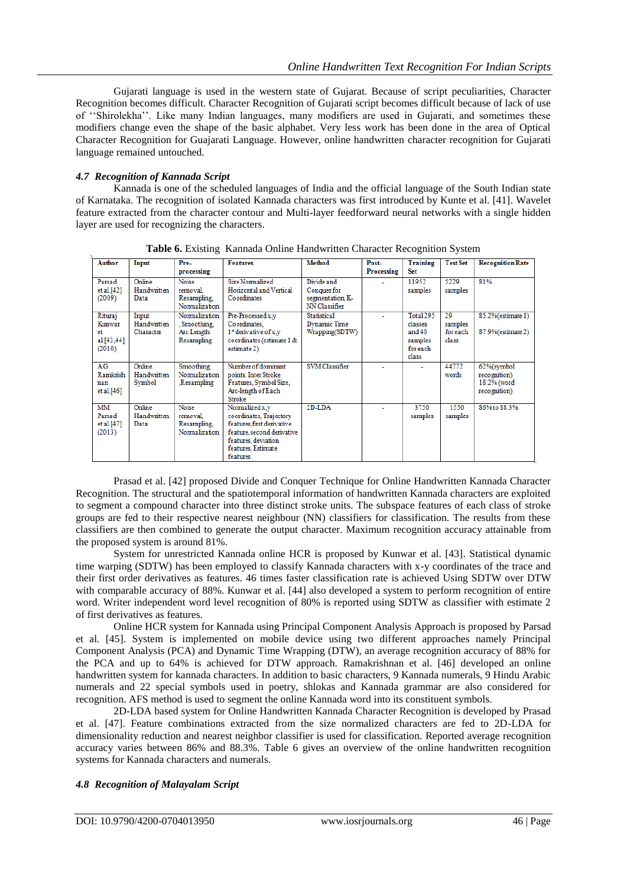Gujarati language is used in the western state of Gujarat. Because of script peculiarities, Character Recognition becomes difficult. Character Recognition of Gujarati script becomes difficult because of lack of use of ''Shirolekha''. Like many Indian languages, many modifiers are used in Gujarati, and sometimes these modifiers change even the shape of the basic alphabet. Very less work has been done in the area of Optical Character Recognition for Guajarati Language. However, online handwritten character recognition for Gujarati language remained untouched.

### *4.7 Recognition of Kannada Script*

Kannada is one of the scheduled languages of India and the official language of the South Indian state of Karnataka. The recognition of isolated Kannada characters was first introduced by Kunte et al. [41]. Wavelet feature extracted from the character contour and Multi-layer feedforward neural networks with a single hidden layer are used for recognizing the characters.

**Table 6.** Existing Kannada Online Handwritten Character Recognition System

| Author | Input | Pre-processing | Features | Method | Post-Processing | Training Set | Test Set | Recognition Rate |
|---|---|---|---|---|---|---|---|---|
| Parsad et al.[42] (2009) | Online Handwritten Data | Noise removal, Resampling, Normalization | Size Normalized Horizontal and Vertical Coordinates | Divide and Conquer for segmentation, K-NN Classifier | - | 11952 samples | 5229 samples | 81% |
| Rituraj Kunwar et al.[43,44] (2010) | Input Handwritten Character | Normalization, Smoothing, Arc Length Resampling | Pre-Processed x,y Coordinates, 1st derivative of x,y coordinates (estimate 1 & estimate 2) | Statistical Dynamic Time Wrapping(SDTW) | - | Total 295 classes and 40 samples for each class | 29 samples for each class | 85.2%(estimate 1) 87.9%(estimate 2) |
| AG Ramkrishnan et al.[46] | Online Handwritten Symbol | Smoothing, Normalization ,Resampling | Number of dominant points, Inter Stroke Features, Symbol Size, Arc-length of Each Stroke | SVM Classifier | - | - | 44772 words | 62%(symbol recognition) 18.2% (word recognition) |
| MM Parsad et al.[47] (2013) | Online Handwritten Data | Noise removal, Resampling, Normalization | Normalized x,y coordinates, Trajectory features, first derivative feature, second derivative feature, deviation features, Estimate features | 2D-LDA | - | 3750 samples | 1550 samples | 86% to 88.3% |

Prasad et al. [42] proposed Divide and Conquer Technique for Online Handwritten Kannada Character Recognition. The structural and the spatiotemporal information of handwritten Kannada characters are exploited to segment a compound character into three distinct stroke units. The subspace features of each class of stroke groups are fed to their respective nearest neighbour (NN) classifiers for classification. The results from these classifiers are then combined to generate the output character. Maximum recognition accuracy attainable from the proposed system is around 81%.

System for unrestricted Kannada online HCR is proposed by Kunwar et al. [43]. Statistical dynamic time warping (SDTW) has been employed to classify Kannada characters with x-y coordinates of the trace and their first order derivatives as features. 46 times faster classification rate is achieved Using SDTW over DTW with comparable accuracy of 88%. Kunwar et al. [44] also developed a system to perform recognition of entire word. Writer independent word level recognition of 80% is reported using SDTW as classifier with estimate 2 of first derivatives as features.

Online HCR system for Kannada using Principal Component Analysis Approach is proposed by Parsad et al. [45]. System is implemented on mobile device using two different approaches namely Principal Component Analysis (PCA) and Dynamic Time Warping (DTW), an average recognition accuracy of 88% for the PCA and up to 64% is achieved for DTW approach. Ramakrishnan et al. [46] developed an online handwritten system for kannada characters. In addition to basic characters, 9 Kannada numerals, 9 Hindu Arabic numerals and 22 special symbols used in poetry, shlokas and Kannada grammar are also considered for recognition. AFS method is used to segment the online Kannada word into its constituent symbols.

2D-LDA based system for Online Handwritten Kannada Character Recognition is developed by Prasad et al. [47]. Feature combinations extracted from the size normalized characters are fed to 2D-LDA for dimensionality reduction and nearest neighbor classifier is used for classification. Reported average recognition accuracy varies between 86% and 88.3%. Table 6 gives an overview of the online handwritten recognition systems for Kannada characters and numerals.

### *4.8 Recognition of Malayalam Script*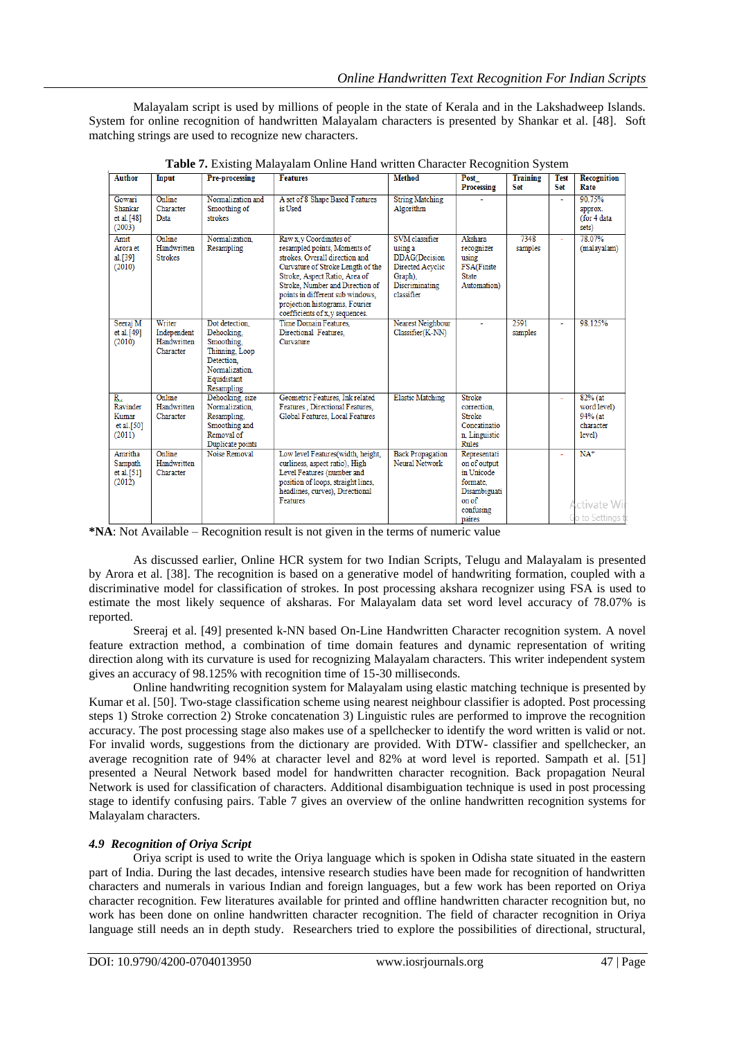Malayalam script is used by millions of people in the state of Kerala and in the Lakshadweep Islands. System for online recognition of handwritten Malayalam characters is presented by Shankar et al. [48]. Soft matching strings are used to recognize new characters.

**Table 7.** Existing Malayalam Online Hand written Character Recognition System

| Author | Input | Pre-processing | Features | Method | Post_ Processing | Training Set | Test Set | Recognition Rate |
|---|---|---|---|---|---|---|---|---|
| Gowari Shankar et al.[48] (2003) | Online Character Data | Normalization and Smoothing of strokes | A set of 8 Shape Based Features is Used | String Matching Algorithm | - | | - | 90.75% approx. (for 4 data sets) |
| Amit Arora et al.[39] (2010) | Online Handwritten Strokes | Normalization, Resampling | Raw x,y Coordinates of resampled points, Moments of strokes, Overall direction and Curvature of Stroke Length of the Stroke, Aspect Ratio, Area of Stroke, Number and Direction of points in different sub windows, projection histograms, Fourier coefficients of x,y sequences | SVM classifier using a DDAG(Decision Directed Acyclic Graph), Discriminating classifier | Akshara recognizer using FSA(Finite State Automation) | 7348 samples | - | 78.07% (malayalam) |
| Seeraj M et al.[49] (2010) | Writer Independent Handwritten Character | Dot detection, Dehooking, Smoothing, Thinning, Loop Detection, Normalization, Equidistant Resampling | Time Domain Features, Directional Features, Curvature | Nearest Neighbour Classifier(K-NN) | - | 2591 samples | - | 98.125% |
| R. Ravinder Kumar et al.[50] (2011) | Online Handwritten Character | Dehooking, size Normalization, Resampling, Smoothing and Removal of Duplicate points | Geometric Features, Ink related Features, Directional Features, Global Features, Local Features | Elastic Matching | Stroke correction, Stroke Concatination, Linguistic Rules | | - | 82% (at word level) 94% (at character level) |
| Amritha Sampath et al.[51] (2012) | Online Handwritten Character | Noise Removal | Low level Features(width, height, curliness, aspect ratio), High Level Features (number and position of loops, straight lines, headlines, curves), Directional Features | Back Propagation Neural Network | Representation of output in Unicode formate, Disambiguation of confusing paires | | - | NA* |

**\*NA**: Not Available – Recognition result is not given in the terms of numeric value

As discussed earlier, Online HCR system for two Indian Scripts, Telugu and Malayalam is presented by Arora et al. [38]. The recognition is based on a generative model of handwriting formation, coupled with a discriminative model for classification of strokes. In post processing akshara recognizer using FSA is used to estimate the most likely sequence of aksharas. For Malayalam data set word level accuracy of 78.07% is reported.

Sreeraj et al. [49] presented k-NN based On-Line Handwritten Character recognition system. A novel feature extraction method, a combination of time domain features and dynamic representation of writing direction along with its curvature is used for recognizing Malayalam characters. This writer independent system gives an accuracy of 98.125% with recognition time of 15-30 milliseconds.

Online handwriting recognition system for Malayalam using elastic matching technique is presented by Kumar et al. [50]. Two-stage classification scheme using nearest neighbour classifier is adopted. Post processing steps 1) Stroke correction 2) Stroke concatenation 3) Linguistic rules are performed to improve the recognition accuracy. The post processing stage also makes use of a spellchecker to identify the word written is valid or not. For invalid words, suggestions from the dictionary are provided. With DTW- classifier and spellchecker, an average recognition rate of 94% at character level and 82% at word level is reported. Sampath et al. [51] presented a Neural Network based model for handwritten character recognition. Back propagation Neural Network is used for classification of characters. Additional disambiguation technique is used in post processing stage to identify confusing pairs. Table 7 gives an overview of the online handwritten recognition systems for Malayalam characters.

### *4.9 Recognition of Oriya Script*

Oriya script is used to write the Oriya language which is spoken in Odisha state situated in the eastern part of India. During the last decades, intensive research studies have been made for recognition of handwritten characters and numerals in various Indian and foreign languages, but a few work has been reported on Oriya character recognition. Few literatures available for printed and offline handwritten character recognition but, no work has been done on online handwritten character recognition. The field of character recognition in Oriya language still needs an in depth study. Researchers tried to explore the possibilities of directional, structural,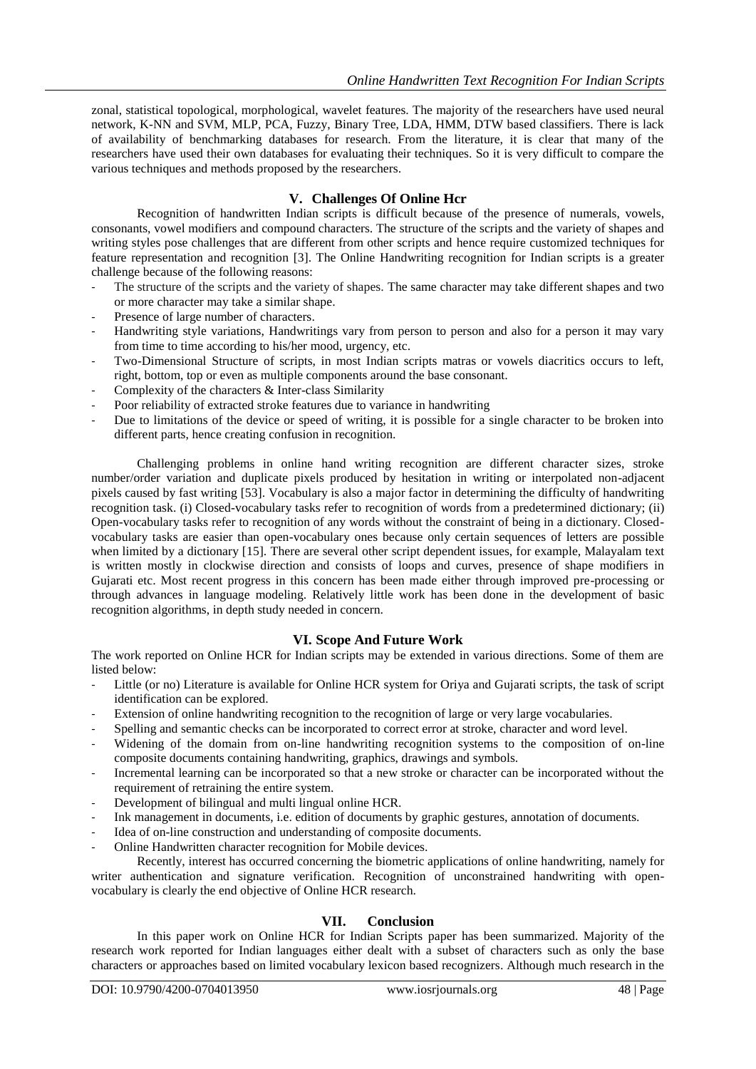zonal, statistical topological, morphological, wavelet features. The majority of the researchers have used neural network, K-NN and SVM, MLP, PCA, Fuzzy, Binary Tree, LDA, HMM, DTW based classifiers. There is lack of availability of benchmarking databases for research. From the literature, it is clear that many of the researchers have used their own databases for evaluating their techniques. So it is very difficult to compare the various techniques and methods proposed by the researchers.

## V. Challenges Of Online Hcr

Recognition of handwritten Indian scripts is difficult because of the presence of numerals, vowels, consonants, vowel modifiers and compound characters. The structure of the scripts and the variety of shapes and writing styles pose challenges that are different from other scripts and hence require customized techniques for feature representation and recognition [3]. The Online Handwriting recognition for Indian scripts is a greater challenge because of the following reasons:

- The structure of the scripts and the variety of shapes. The same character may take different shapes and two or more character may take a similar shape.
- Presence of large number of characters.
- Handwriting style variations, Handwritings vary from person to person and also for a person it may vary from time to time according to his/her mood, urgency, etc.
- Two-Dimensional Structure of scripts, in most Indian scripts matras or vowels diacritics occurs to left, right, bottom, top or even as multiple components around the base consonant.
- Complexity of the characters & Inter-class Similarity
- Poor reliability of extracted stroke features due to variance in handwriting
- Due to limitations of the device or speed of writing, it is possible for a single character to be broken into different parts, hence creating confusion in recognition.

Challenging problems in online hand writing recognition are different character sizes, stroke number/order variation and duplicate pixels produced by hesitation in writing or interpolated non-adjacent pixels caused by fast writing [53]. Vocabulary is also a major factor in determining the difficulty of handwriting recognition task. (i) Closed-vocabulary tasks refer to recognition of words from a predetermined dictionary; (ii) Open-vocabulary tasks refer to recognition of any words without the constraint of being in a dictionary. Closed-vocabulary tasks are easier than open-vocabulary ones because only certain sequences of letters are possible when limited by a dictionary [15]. There are several other script dependent issues, for example, Malayalam text is written mostly in clockwise direction and consists of loops and curves, presence of shape modifiers in Gujarati etc. Most recent progress in this concern has been made either through improved pre-processing or through advances in language modeling. Relatively little work has been done in the development of basic recognition algorithms, in depth study needed in concern.

## VI. Scope And Future Work

The work reported on Online HCR for Indian scripts may be extended in various directions. Some of them are listed below:

- Little (or no) Literature is available for Online HCR system for Oriya and Gujarati scripts, the task of script identification can be explored.
- Extension of online handwriting recognition to the recognition of large or very large vocabularies.
- Spelling and semantic checks can be incorporated to correct error at stroke, character and word level.
- Widening of the domain from on-line handwriting recognition systems to the composition of on-line composite documents containing handwriting, graphics, drawings and symbols.
- Incremental learning can be incorporated so that a new stroke or character can be incorporated without the requirement of retraining the entire system.
- Development of bilingual and multi lingual online HCR.
- Ink management in documents, i.e. edition of documents by graphic gestures, annotation of documents.
- Idea of on-line construction and understanding of composite documents.
- Online Handwritten character recognition for Mobile devices.

Recently, interest has occurred concerning the biometric applications of online handwriting, namely for writer authentication and signature verification. Recognition of unconstrained handwriting with open-vocabulary is clearly the end objective of Online HCR research.

## VII. Conclusion

In this paper work on Online HCR for Indian Scripts paper has been summarized. Majority of the research work reported for Indian languages either dealt with a subset of characters such as only the base characters or approaches based on limited vocabulary lexicon based recognizers. Although much research in the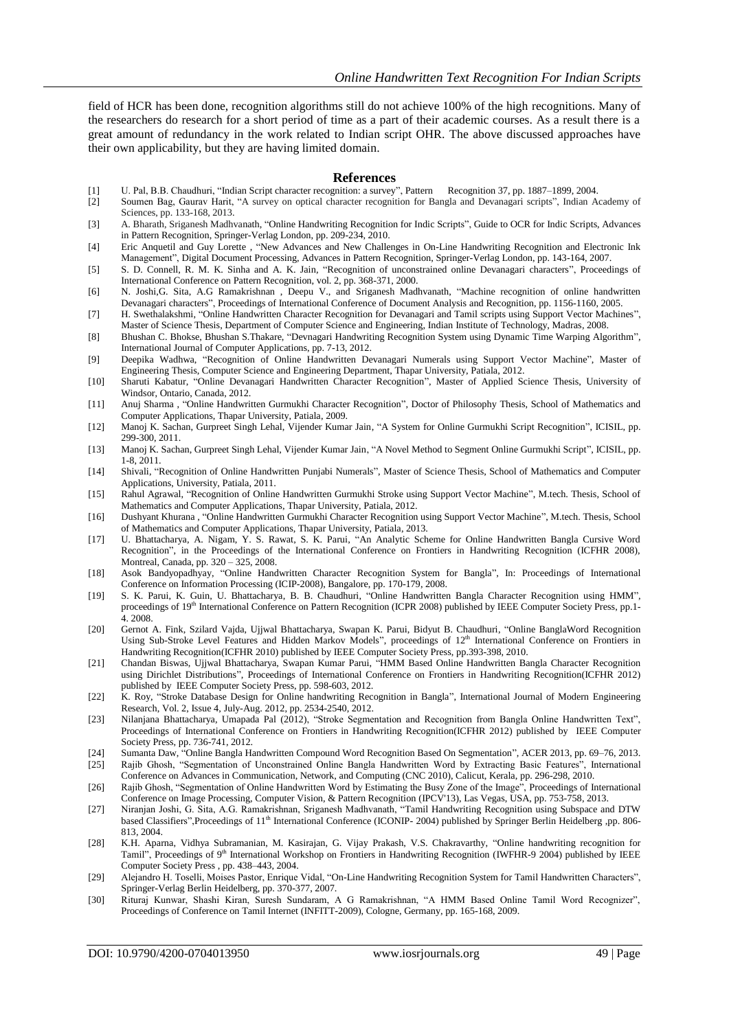field of HCR has been done, recognition algorithms still do not achieve 100% of the high recognitions. Many of the researchers do research for a short period of time as a part of their academic courses. As a result there is a great amount of redundancy in the work related to Indian script OHR. The above discussed approaches have their own applicability, but they are having limited domain.

## References

[1] U. Pal, B.B. Chaudhuri, "Indian Script character recognition: a survey", Pattern Recognition 37, pp. 1887–1899, 2004.

[2] Soumen Bag, Gaurav Harit, "A survey on optical character recognition for Bangla and Devanagari scripts", Indian Academy of Sciences, pp. 133-168, 2013.

[3] A. Bharath, Sriganesh Madhvanath, "Online Handwriting Recognition for Indic Scripts", Guide to OCR for Indic Scripts, Advances in Pattern Recognition, Springer-Verlag London, pp. 209-234, 2010.

[4] Eric Anquetil and Guy Lorette , "New Advances and New Challenges in On-Line Handwriting Recognition and Electronic Ink Management", Digital Document Processing, Advances in Pattern Recognition, Springer-Verlag London, pp. 143-164, 2007.

[5] S. D. Connell, R. M. K. Sinha and A. K. Jain, "Recognition of unconstrained online Devanagari characters", Proceedings of International Conference on Pattern Recognition, vol. 2, pp. 368-371, 2000.

[6] N. Joshi,G. Sita, A.G Ramakrishnan , Deepu V., and Sriganesh Madhvanath, "Machine recognition of online handwritten Devanagari characters", Proceedings of International Conference of Document Analysis and Recognition, pp. 1156-1160, 2005.

[7] H. Swethalakshmi, "Online Handwritten Character Recognition for Devanagari and Tamil scripts using Support Vector Machines", Master of Science Thesis, Department of Computer Science and Engineering, Indian Institute of Technology, Madras, 2008.

[8] Bhushan C. Bhokse, Bhushan S.Thakare, "Devnagari Handwriting Recognition System using Dynamic Time Warping Algorithm", International Journal of Computer Applications, pp. 7-13, 2012.

[9] Deepika Wadhwa, "Recognition of Online Handwritten Devanagari Numerals using Support Vector Machine", Master of Engineering Thesis, Computer Science and Engineering Department, Thapar University, Patiala, 2012.

[10] Sharuti Kabatur, "Online Devanagari Handwritten Character Recognition", Master of Applied Science Thesis, University of Windsor, Ontario, Canada, 2012.

[11] Anuj Sharma , "Online Handwritten Gurmukhi Character Recognition", Doctor of Philosophy Thesis, School of Mathematics and Computer Applications, Thapar University, Patiala, 2009.

[12] Manoj K. Sachan, Gurpreet Singh Lehal, Vijender Kumar Jain, "A System for Online Gurmukhi Script Recognition", ICISIL, pp. 299-300, 2011.

[13] Manoj K. Sachan, Gurpreet Singh Lehal, Vijender Kumar Jain, "A Novel Method to Segment Online Gurmukhi Script", ICISIL, pp. 1-8, 2011.

[14] Shivali, "Recognition of Online Handwritten Punjabi Numerals", Master of Science Thesis, School of Mathematics and Computer Applications, University, Patiala, 2011.

[15] Rahul Agrawal, "Recognition of Online Handwritten Gurmukhi Stroke using Support Vector Machine", M.tech. Thesis, School of Mathematics and Computer Applications, Thapar University, Patiala, 2012.

[16] Dushyant Khurana , "Online Handwritten Gurmukhi Character Recognition using Support Vector Machine", M.tech. Thesis, School of Mathematics and Computer Applications, Thapar University, Patiala, 2013.

[17] U. Bhattacharya, A. Nigam, Y. S. Rawat, S. K. Parui, "An Analytic Scheme for Online Handwritten Bangla Cursive Word Recognition", in the Proceedings of the International Conference on Frontiers in Handwriting Recognition (ICFHR 2008), Montreal, Canada, pp. 320 – 325, 2008.

[18] Asok Bandyopadhyay, "Online Handwritten Character Recognition System for Bangla", In: Proceedings of International Conference on Information Processing (ICIP-2008), Bangalore, pp. 170-179, 2008.

[19] S. K. Parui, K. Guin, U. Bhattacharya, B. B. Chaudhuri, "Online Handwritten Bangla Character Recognition using HMM", proceedings of 19th International Conference on Pattern Recognition (ICPR 2008) published by IEEE Computer Society Press, pp.1-4. 2008.

[20] Gernot A. Fink, Szilard Vajda, Ujjwal Bhattacharya, Swapan K. Parui, Bidyut B. Chaudhuri, "Online BanglaWord Recognition Using Sub-Stroke Level Features and Hidden Markov Models", proceedings of 12th International Conference on Frontiers in Handwriting Recognition(ICFHR 2010) published by IEEE Computer Society Press, pp.393-398, 2010.

[21] Chandan Biswas, Ujjwal Bhattacharya, Swapan Kumar Parui, "HMM Based Online Handwritten Bangla Character Recognition using Dirichlet Distributions", Proceedings of International Conference on Frontiers in Handwriting Recognition(ICFHR 2012) published by IEEE Computer Society Press, pp. 598-603, 2012.

[22] K. Roy, "Stroke Database Design for Online handwriting Recognition in Bangla", International Journal of Modern Engineering Research, Vol. 2, Issue 4, July-Aug. 2012, pp. 2534-2540, 2012.

[23] Nilanjana Bhattacharya, Umapada Pal (2012), "Stroke Segmentation and Recognition from Bangla Online Handwritten Text", Proceedings of International Conference on Frontiers in Handwriting Recognition(ICFHR 2012) published by IEEE Computer Society Press, pp. 736-741, 2012.

[24] Sumanta Daw, "Online Bangla Handwritten Compound Word Recognition Based On Segmentation", ACER 2013, pp. 69–76, 2013.

[25] Rajib Ghosh, "Segmentation of Unconstrained Online Bangla Handwritten Word by Extracting Basic Features", International Conference on Advances in Communication, Network, and Computing (CNC 2010), Calicut, Kerala, pp. 296-298, 2010.

[26] Rajib Ghosh, "Segmentation of Online Handwritten Word by Estimating the Busy Zone of the Image", Proceedings of International Conference on Image Processing, Computer Vision, & Pattern Recognition (IPCV'13), Las Vegas, USA, pp. 753-758, 2013.

[27] Niranjan Joshi, G. Sita, A.G. Ramakrishnan, Sriganesh Madhvanath, "Tamil Handwriting Recognition using Subspace and DTW based Classifiers",Proceedings of 11th International Conference (ICONIP- 2004) published by Springer Berlin Heidelberg ,pp. 806-813, 2004.

[28] K.H. Aparna, Vidhya Subramanian, M. Kasirajan, G. Vijay Prakash, V.S. Chakravarthy, "Online handwriting recognition for Tamil", Proceedings of 9th International Workshop on Frontiers in Handwriting Recognition (IWFHR-9 2004) published by IEEE Computer Society Press , pp. 438–443, 2004.

[29] Alejandro H. Toselli, Moises Pastor, Enrique Vidal, "On-Line Handwriting Recognition System for Tamil Handwritten Characters", Springer-Verlag Berlin Heidelberg, pp. 370-377, 2007.

[30] Rituraj Kunwar, Shashi Kiran, Suresh Sundaram, A G Ramakrishnan, "A HMM Based Online Tamil Word Recognizer", Proceedings of Conference on Tamil Internet (INFITT-2009), Cologne, Germany, pp. 165-168, 2009.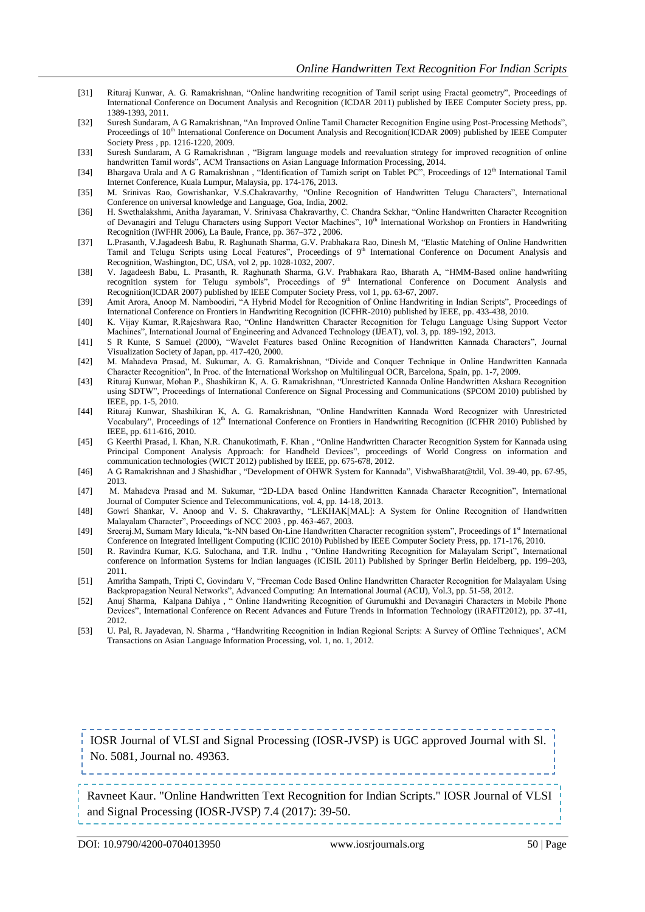[31] Rituraj Kunwar, A. G. Ramakrishnan, "Online handwriting recognition of Tamil script using Fractal geometry", Proceedings of International Conference on Document Analysis and Recognition (ICDAR 2011) published by IEEE Computer Society press, pp. 1389-1393, 2011.

[32] Suresh Sundaram, A G Ramakrishnan, "An Improved Online Tamil Character Recognition Engine using Post-Processing Methods", Proceedings of 10th International Conference on Document Analysis and Recognition(ICDAR 2009) published by IEEE Computer Society Press , pp. 1216-1220, 2009.

[33] Suresh Sundaram, A G Ramakrishnan , "Bigram language models and reevaluation strategy for improved recognition of online handwritten Tamil words", ACM Transactions on Asian Language Information Processing, 2014.

[34] Bhargava Urala and A G Ramakrishnan , "Identification of Tamizh script on Tablet PC", Proceedings of 12th International Tamil Internet Conference, Kuala Lumpur, Malaysia, pp. 174-176, 2013.

[35] M. Srinivas Rao, Gowrishankar, V.S.Chakravarthy, "Online Recognition of Handwritten Telugu Characters", International Conference on universal knowledge and Language, Goa, India, 2002.

[36] H. Swethalakshmi, Anitha Jayaraman, V. Srinivasa Chakravarthy, C. Chandra Sekhar, "Online Handwritten Character Recognition of Devanagiri and Telugu Characters using Support Vector Machines", 10th International Workshop on Frontiers in Handwriting Recognition (IWFHR 2006), La Baule, France, pp. 367–372 , 2006.

[37] L.Prasanth, V.Jagadeesh Babu, R. Raghunath Sharma, G.V. Prabhakara Rao, Dinesh M, "Elastic Matching of Online Handwritten Tamil and Telugu Scripts using Local Features", Proceedings of 9th International Conference on Document Analysis and Recognition, Washington, DC, USA, vol 2, pp. 1028-1032, 2007.

[38] V. Jagadeesh Babu, L. Prasanth, R. Raghunath Sharma, G.V. Prabhakara Rao, Bharath A, "HMM-Based online handwriting recognition system for Telugu symbols", Proceedings of 9th International Conference on Document Analysis and Recognition(ICDAR 2007) published by IEEE Computer Society Press, vol 1, pp. 63-67, 2007.

[39] Amit Arora, Anoop M. Namboodiri, "A Hybrid Model for Recognition of Online Handwriting in Indian Scripts", Proceedings of International Conference on Frontiers in Handwriting Recognition (ICFHR-2010) published by IEEE, pp. 433-438, 2010.

[40] K. Vijay Kumar, R.Rajeshwara Rao, "Online Handwritten Character Recognition for Telugu Language Using Support Vector Machines", International Journal of Engineering and Advanced Technology (IJEAT), vol. 3, pp. 189-192, 2013.

[41] S R Kunte, S Samuel (2000), "Wavelet Features based Online Recognition of Handwritten Kannada Characters", Journal Visualization Society of Japan, pp. 417-420, 2000.

[42] M. Mahadeva Prasad, M. Sukumar, A. G. Ramakrishnan, "Divide and Conquer Technique in Online Handwritten Kannada Character Recognition", In Proc. of the International Workshop on Multilingual OCR, Barcelona, Spain, pp. 1-7, 2009.

[43] Rituraj Kunwar, Mohan P., Shashikiran K, A. G. Ramakrishnan, "Unrestricted Kannada Online Handwritten Akshara Recognition using SDTW", Proceedings of International Conference on Signal Processing and Communications (SPCOM 2010) published by IEEE, pp. 1-5, 2010.

[44] Rituraj Kunwar, Shashikiran K, A. G. Ramakrishnan, "Online Handwritten Kannada Word Recognizer with Unrestricted Vocabulary", Proceedings of 12th International Conference on Frontiers in Handwriting Recognition (ICFHR 2010) Published by IEEE, pp. 611-616, 2010.

[45] G Keerthi Prasad, I. Khan, N.R. Chanukotimath, F. Khan , "Online Handwritten Character Recognition System for Kannada using Principal Component Analysis Approach: for Handheld Devices", proceedings of World Congress on information and communication technologies (WICT 2012) published by IEEE, pp. 675-678, 2012.

[46] A G Ramakrishnan and J Shashidhar , "Development of OHWR System for Kannada", VishwaBharat@tdil, Vol. 39-40, pp. 67-95, 2013.

[47] M. Mahadeva Prasad and M. Sukumar, "2D-LDA based Online Handwritten Kannada Character Recognition", International Journal of Computer Science and Telecommunications, vol. 4, pp. 14-18, 2013.

[48] Gowri Shankar, V. Anoop and V. S. Chakravarthy, "LEKHAK[MAL]: A System for Online Recognition of Handwritten Malayalam Character", Proceedings of NCC 2003 , pp. 463-467, 2003.

[49] Sreeraj.M, Sumam Mary Idicula, "k-NN based On-Line Handwritten Character recognition system", Proceedings of 1st International Conference on Integrated Intelligent Computing (ICIIC 2010) Published by IEEE Computer Society Press, pp. 171-176, 2010.

[50] R. Ravindra Kumar, K.G. Sulochana, and T.R. Indhu , "Online Handwriting Recognition for Malayalam Script", International conference on Information Systems for Indian languages (ICISIL 2011) Published by Springer Berlin Heidelberg, pp. 199–203, 2011.

[51] Amritha Sampath, Tripti C, Govindaru V, "Freeman Code Based Online Handwritten Character Recognition for Malayalam Using Backpropagation Neural Networks", Advanced Computing: An International Journal (ACIJ), Vol.3, pp. 51-58, 2012.

[52] Anuj Sharma, Kalpana Dahiya , " Online Handwriting Recognition of Gurumukhi and Devanagiri Characters in Mobile Phone Devices", International Conference on Recent Advances and Future Trends in Information Technology (iRAFIT2012), pp. 37-41, 2012.

[53] U. Pal, R. Jayadevan, N. Sharma , "Handwriting Recognition in Indian Regional Scripts: A Survey of Offline Techniques', ACM Transactions on Asian Language Information Processing, vol. 1, no. 1, 2012.

IOSR Journal of VLSI and Signal Processing (IOSR-JVSP) is UGC approved Journal with Sl. No. 5081, Journal no. 49363.

Ravneet Kaur. "Online Handwritten Text Recognition for Indian Scripts." IOSR Journal of VLSI and Signal Processing (IOSR-JVSP) 7.4 (2017): 39-50.